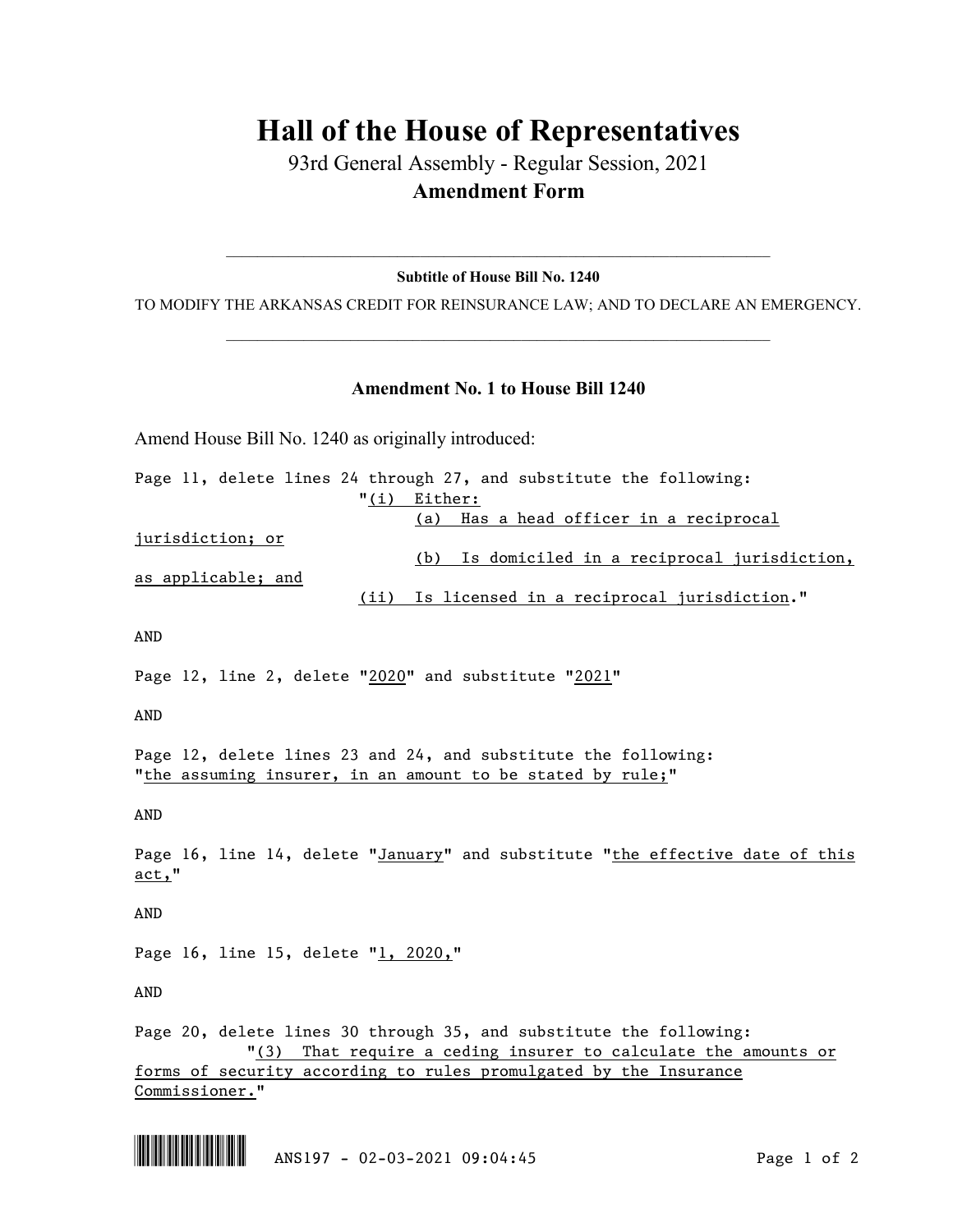# Hall of the House of Representatives

93rd General Assembly - Regular Session, 2021

**Amendment Form**

---

**Subtitle of House Bill No. 1240**

TO MODIFY THE ARKANSAS CREDIT FOR REINSURANCE LAW; AND TO DECLARE AN EMERGENCY.

---

**Amendment No. 1 to House Bill 1240**

Amend House Bill No. 1240 as originally introduced:

Page 11, delete lines 24 through 27, and substitute the following:

"(i) Either:

(a) Has a head officer in a reciprocal jurisdiction; or

(b) Is domiciled in a reciprocal jurisdiction, as applicable; and

(ii) Is licensed in a reciprocal jurisdiction."

AND

Page 12, line 2, delete "2020" and substitute "2021"

AND

Page 12, delete lines 23 and 24, and substitute the following:
"the assuming insurer, in an amount to be stated by rule;"

AND

Page 16, line 14, delete "January" and substitute "the effective date of this act,"

AND

Page 16, line 15, delete "1, 2020,"

AND

Page 20, delete lines 30 through 35, and substitute the following:

"(3) That require a ceding insurer to calculate the amounts or forms of security according to rules promulgated by the Insurance Commissioner."

ANS197 - 02-03-2021 09:04:45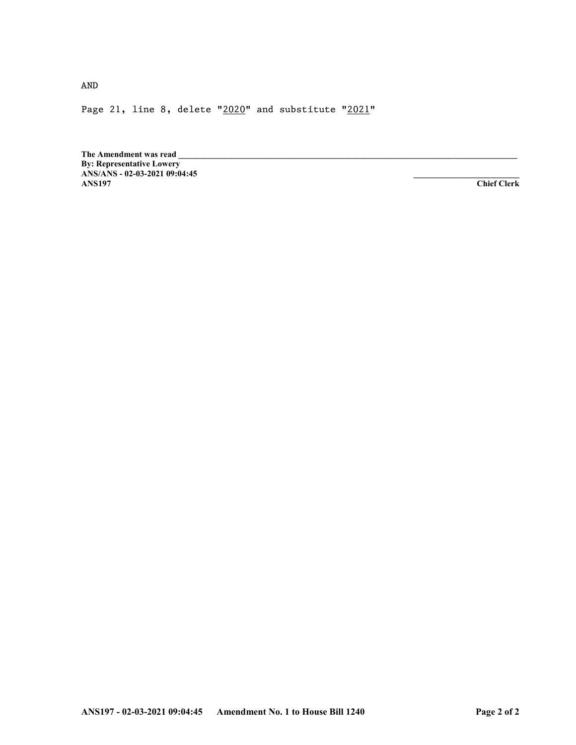AND

Page 21, line 8, delete "2020" and substitute "2021"

**The Amendment was read \_\_\_\_\_\_\_\_\_\_\_\_\_\_\_\_\_\_\_\_\_\_\_\_\_\_\_\_\_\_\_\_\_\_\_\_\_\_\_\_\_\_\_\_\_\_\_\_\_\_\_\_\_\_\_\_\_\_\_\_\_\_\_\_\_\_\_\_**
**By: Representative Lowery**
**ANS/ANS - 02-03-2021 09:04:45**
**ANS197**

**\_\_\_\_\_\_\_\_\_\_\_\_\_\_\_\_\_\_\_\_\_\_\_\_\_**
**Chief Clerk**